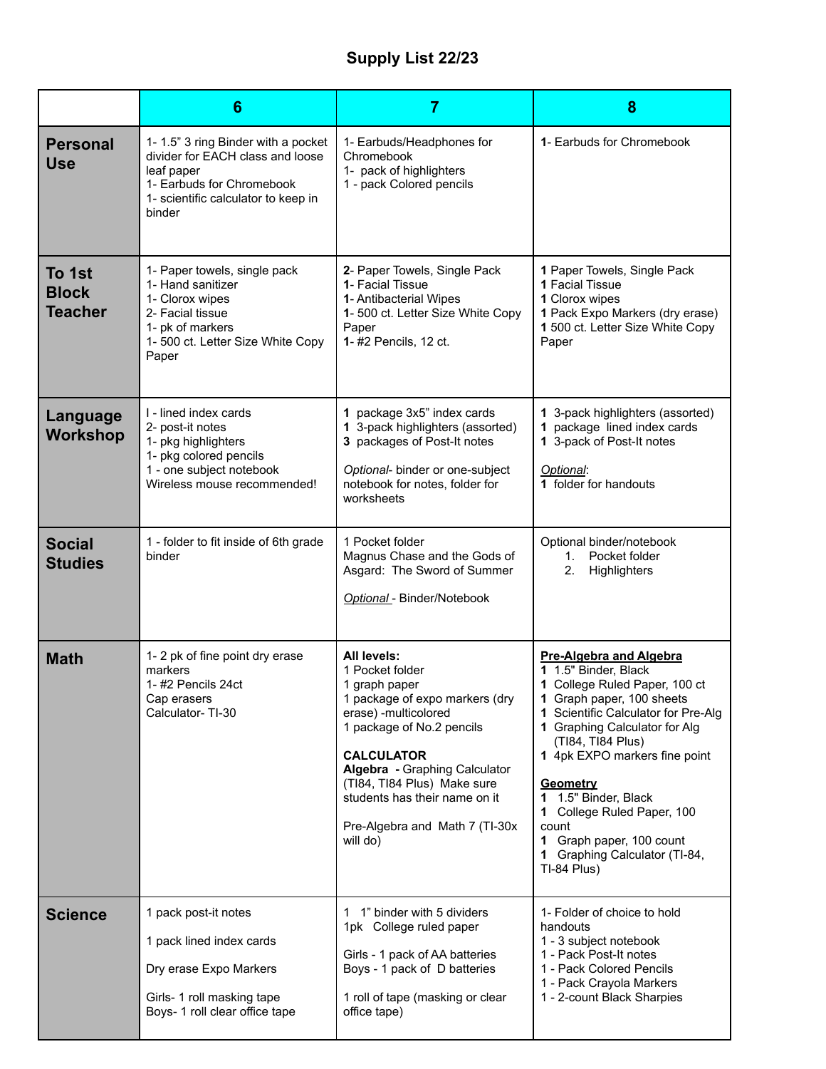# Supply List 22/23

| | 6 | 7 | 8 |
|---|---|---|---|
| **Personal Use** | 1- 1.5" 3 ring Binder with a pocket divider for EACH class and loose leaf paper<br>1- Earbuds for Chromebook<br>1- scientific calculator to keep in binder | 1- Earbuds/Headphones for Chromebook<br>1- pack of highlighters<br>1 - pack Colored pencils | **1**- Earbuds for Chromebook |
| **To 1st Block Teacher** | 1- Paper towels, single pack<br>1- Hand sanitizer<br>1- Clorox wipes<br>2- Facial tissue<br>1- pk of markers<br>1- 500 ct. Letter Size White Copy Paper | **2**- Paper Towels, Single Pack<br>**1**- Facial Tissue<br>**1**- Antibacterial Wipes<br>**1**- 500 ct. Letter Size White Copy Paper<br>**1**- #2 Pencils, 12 ct. | **1** Paper Towels, Single Pack<br>**1** Facial Tissue<br>**1** Clorox wipes<br>**1** Pack Expo Markers (dry erase)<br>**1** 500 ct. Letter Size White Copy Paper |
| **Language Workshop** | I - lined index cards<br>2- post-it notes<br>1- pkg highlighters<br>1- pkg colored pencils<br>1 - one subject notebook<br>Wireless mouse recommended! | **1** package 3x5" index cards<br>**1** 3-pack highlighters (assorted)<br>**3** packages of Post-It notes<br><br>*Optional*- binder or one-subject notebook for notes, folder for worksheets | **1** 3-pack highlighters (assorted)<br>**1** package lined index cards<br>**1** 3-pack of Post-It notes<br><br>*Optional*:<br>**1** folder for handouts |
| **Social Studies** | 1 - folder to fit inside of 6th grade binder | 1 Pocket folder<br>Magnus Chase and the Gods of Asgard: The Sword of Summer<br><br>*Optional* - Binder/Notebook | Optional binder/notebook<br>1. Pocket folder<br>2. Highlighters |
| **Math** | 1- 2 pk of fine point dry erase markers<br>1- #2 Pencils 24ct<br>Cap erasers<br>Calculator- TI-30 | **All levels:**<br>1 Pocket folder<br>1 graph paper<br>1 package of expo markers (dry erase) -multicolored<br>1 package of No.2 pencils<br><br>**CALCULATOR**<br>**Algebra -** Graphing Calculator (TI84, TI84 Plus) Make sure students has their name on it<br><br>Pre-Algebra and Math 7 (TI-30x will do) | **Pre-Algebra and Algebra**<br>**1** 1.5" Binder, Black<br>**1** College Ruled Paper, 100 ct<br>**1** Graph paper, 100 sheets<br>**1** Scientific Calculator for Pre-Alg<br>**1** Graphing Calculator for Alg (TI84, TI84 Plus)<br>**1** 4pk EXPO markers fine point<br><br>**Geometry**<br>**1** 1.5" Binder, Black<br>**1** College Ruled Paper, 100 count<br>**1** Graph paper, 100 count<br>**1** Graphing Calculator (TI-84, TI-84 Plus) |
| **Science** | 1 pack post-it notes<br><br>1 pack lined index cards<br><br>Dry erase Expo Markers<br><br>Girls- 1 roll masking tape<br>Boys- 1 roll clear office tape | 1 1" binder with 5 dividers<br>1pk College ruled paper<br><br>Girls - 1 pack of AA batteries<br>Boys - 1 pack of D batteries<br><br>1 roll of tape (masking or clear office tape) | 1- Folder of choice to hold handouts<br>1 - 3 subject notebook<br>1 - Pack Post-It notes<br>1 - Pack Colored Pencils<br>1 - Pack Crayola Markers<br>1 - 2-count Black Sharpies |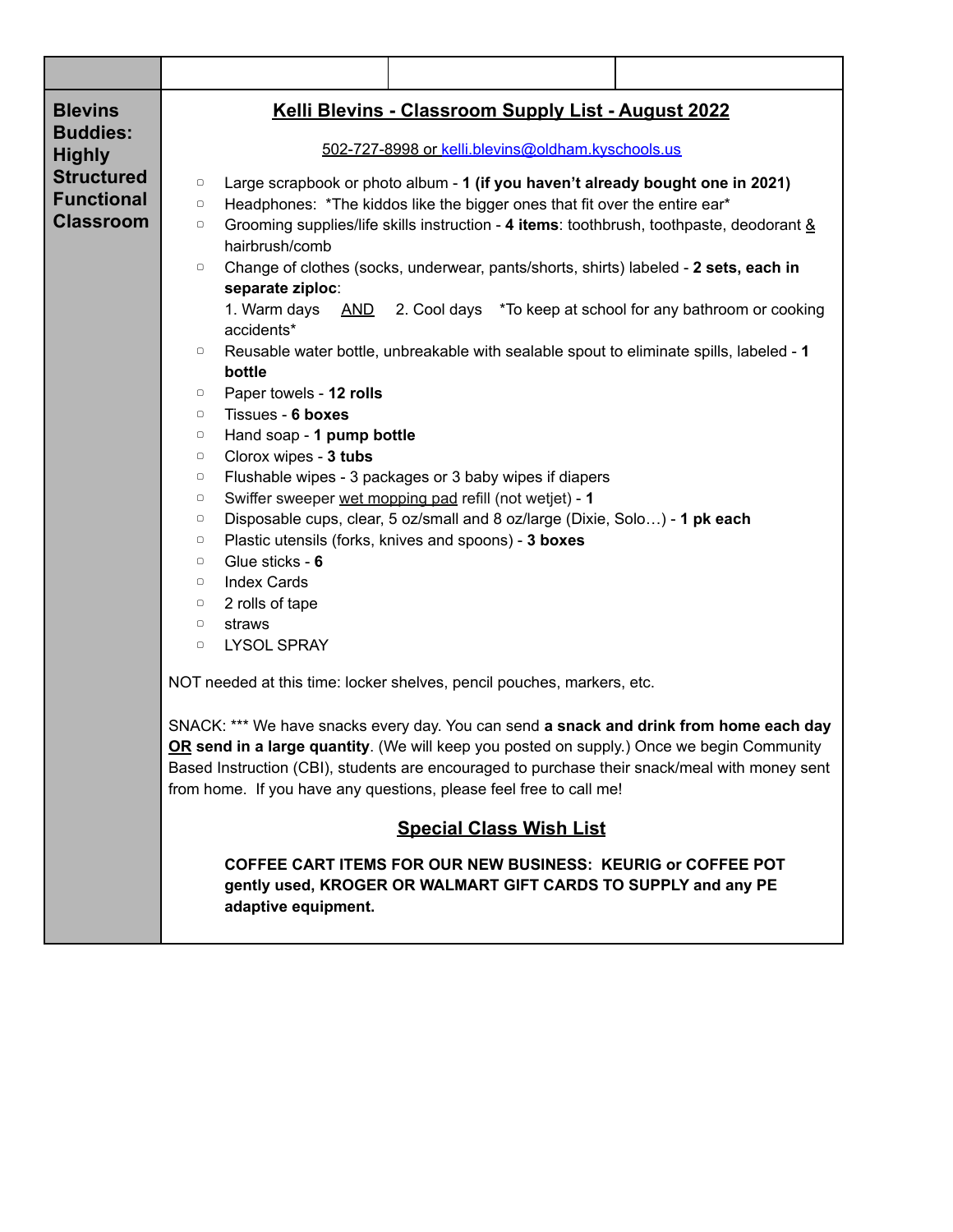**Blevins Buddies: Highly Structured Functional Classroom**

## Kelli Blevins - Classroom Supply List - August 2022

502-727-8998 or kelli.blevins@oldham.kyschools.us

- Large scrapbook or photo album - **1 (if you haven't already bought one in 2021)**
- Headphones: *The kiddos like the bigger ones that fit over the entire ear*
- Grooming supplies/life skills instruction - **4 items**: toothbrush, toothpaste, deodorant & hairbrush/comb
- Change of clothes (socks, underwear, pants/shorts, shirts) labeled - **2 sets, each in separate ziploc**:
  1. Warm days AND 2. Cool days *To keep at school for any bathroom or cooking accidents*
- Reusable water bottle, unbreakable with sealable spout to eliminate spills, labeled - **1 bottle**
- Paper towels - **12 rolls**
- Tissues - **6 boxes**
- Hand soap - **1 pump bottle**
- Clorox wipes - **3 tubs**
- Flushable wipes - 3 packages or 3 baby wipes if diapers
- Swiffer sweeper wet mopping pad refill (not wetjet) - **1**
- Disposable cups, clear, 5 oz/small and 8 oz/large (Dixie, Solo…) - **1 pk each**
- Plastic utensils (forks, knives and spoons) - **3 boxes**
- Glue sticks - **6**
- Index Cards
- 2 rolls of tape
- straws
- LYSOL SPRAY

NOT needed at this time: locker shelves, pencil pouches, markers, etc.

SNACK: *** We have snacks every day. You can send **a snack and drink from home each day OR send in a large quantity**. (We will keep you posted on supply.) Once we begin Community Based Instruction (CBI), students are encouraged to purchase their snack/meal with money sent from home. If you have any questions, please feel free to call me!

## Special Class Wish List

**COFFEE CART ITEMS FOR OUR NEW BUSINESS: KEURIG or COFFEE POT gently used, KROGER OR WALMART GIFT CARDS TO SUPPLY and any PE adaptive equipment.**